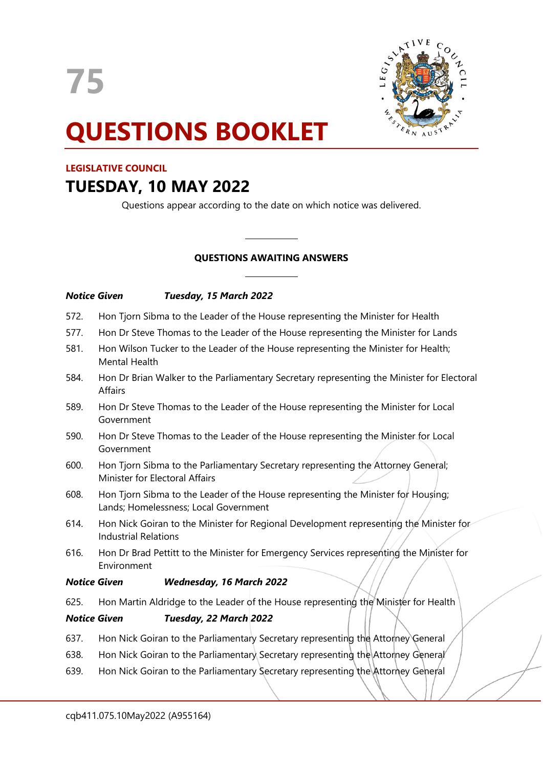75

# QUESTIONS BOOKLET

LEGISLATIVE COUNCIL

## TUESDAY, 10 MAY 2022

Questions appear according to the date on which notice was delivered.

---

**QUESTIONS AWAITING ANSWERS**

---

***Notice Given Tuesday, 15 March 2022***

572. Hon Tjorn Sibma to the Leader of the House representing the Minister for Health
577. Hon Dr Steve Thomas to the Leader of the House representing the Minister for Lands
581. Hon Wilson Tucker to the Leader of the House representing the Minister for Health; Mental Health
584. Hon Dr Brian Walker to the Parliamentary Secretary representing the Minister for Electoral Affairs
589. Hon Dr Steve Thomas to the Leader of the House representing the Minister for Local Government
590. Hon Dr Steve Thomas to the Leader of the House representing the Minister for Local Government
600. Hon Tjorn Sibma to the Parliamentary Secretary representing the Attorney General; Minister for Electoral Affairs
608. Hon Tjorn Sibma to the Leader of the House representing the Minister for Housing; Lands; Homelessness; Local Government
614. Hon Nick Goiran to the Minister for Regional Development representing the Minister for Industrial Relations
616. Hon Dr Brad Pettitt to the Minister for Emergency Services representing the Minister for Environment

***Notice Given Wednesday, 16 March 2022***

625. Hon Martin Aldridge to the Leader of the House representing the Minister for Health

***Notice Given Tuesday, 22 March 2022***

637. Hon Nick Goiran to the Parliamentary Secretary representing the Attorney General
638. Hon Nick Goiran to the Parliamentary Secretary representing the Attorney General
639. Hon Nick Goiran to the Parliamentary Secretary representing the Attorney General

cqb411.075.10May2022 (A955164)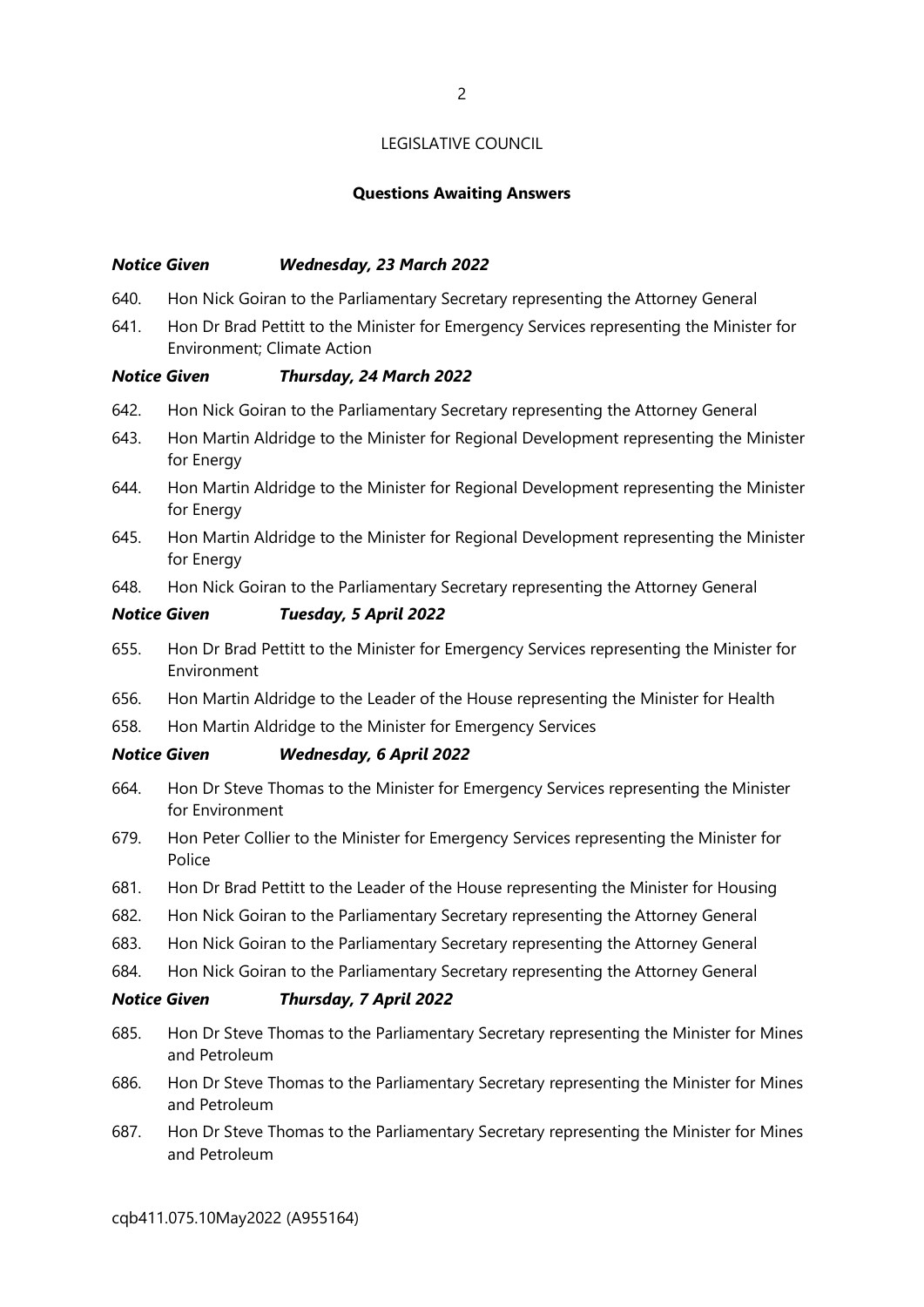LEGISLATIVE COUNCIL

**Questions Awaiting Answers**

***Notice Given Wednesday, 23 March 2022***

640. Hon Nick Goiran to the Parliamentary Secretary representing the Attorney General
641. Hon Dr Brad Pettitt to the Minister for Emergency Services representing the Minister for Environment; Climate Action

***Notice Given Thursday, 24 March 2022***

642. Hon Nick Goiran to the Parliamentary Secretary representing the Attorney General
643. Hon Martin Aldridge to the Minister for Regional Development representing the Minister for Energy
644. Hon Martin Aldridge to the Minister for Regional Development representing the Minister for Energy
645. Hon Martin Aldridge to the Minister for Regional Development representing the Minister for Energy
648. Hon Nick Goiran to the Parliamentary Secretary representing the Attorney General

***Notice Given Tuesday, 5 April 2022***

655. Hon Dr Brad Pettitt to the Minister for Emergency Services representing the Minister for Environment
656. Hon Martin Aldridge to the Leader of the House representing the Minister for Health
658. Hon Martin Aldridge to the Minister for Emergency Services

***Notice Given Wednesday, 6 April 2022***

664. Hon Dr Steve Thomas to the Minister for Emergency Services representing the Minister for Environment
679. Hon Peter Collier to the Minister for Emergency Services representing the Minister for Police
681. Hon Dr Brad Pettitt to the Leader of the House representing the Minister for Housing
682. Hon Nick Goiran to the Parliamentary Secretary representing the Attorney General
683. Hon Nick Goiran to the Parliamentary Secretary representing the Attorney General
684. Hon Nick Goiran to the Parliamentary Secretary representing the Attorney General

***Notice Given Thursday, 7 April 2022***

685. Hon Dr Steve Thomas to the Parliamentary Secretary representing the Minister for Mines and Petroleum
686. Hon Dr Steve Thomas to the Parliamentary Secretary representing the Minister for Mines and Petroleum
687. Hon Dr Steve Thomas to the Parliamentary Secretary representing the Minister for Mines and Petroleum

cqb411.075.10May2022 (A955164)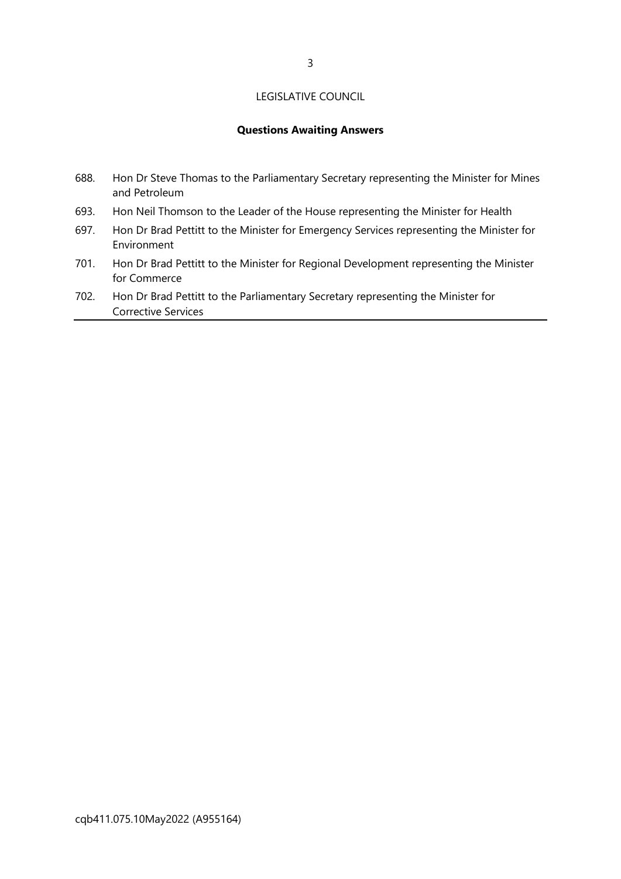LEGISLATIVE COUNCIL

**Questions Awaiting Answers**

688. Hon Dr Steve Thomas to the Parliamentary Secretary representing the Minister for Mines and Petroleum
693. Hon Neil Thomson to the Leader of the House representing the Minister for Health
697. Hon Dr Brad Pettitt to the Minister for Emergency Services representing the Minister for Environment
701. Hon Dr Brad Pettitt to the Minister for Regional Development representing the Minister for Commerce
702. Hon Dr Brad Pettitt to the Parliamentary Secretary representing the Minister for Corrective Services

cqb411.075.10May2022 (A955164)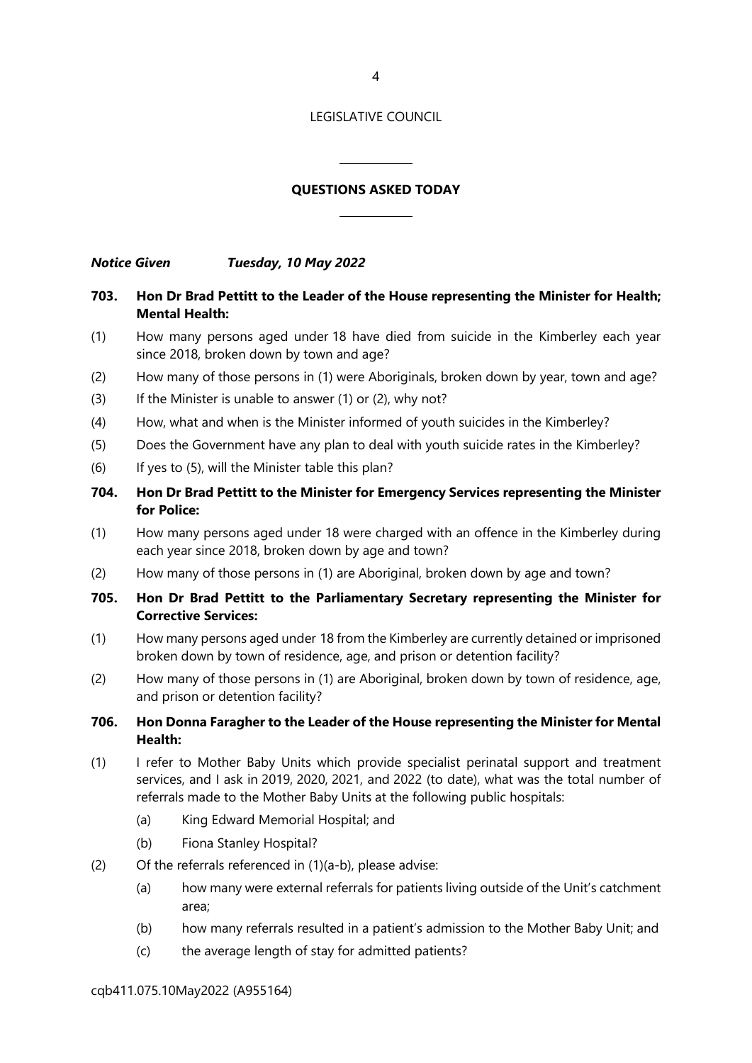## QUESTIONS ASKED TODAY

***Notice Given Tuesday, 10 May 2022***

**703. Hon Dr Brad Pettitt to the Leader of the House representing the Minister for Health; Mental Health:**

(1) How many persons aged under 18 have died from suicide in the Kimberley each year since 2018, broken down by town and age?

(2) How many of those persons in (1) were Aboriginals, broken down by year, town and age?

(3) If the Minister is unable to answer (1) or (2), why not?

(4) How, what and when is the Minister informed of youth suicides in the Kimberley?

(5) Does the Government have any plan to deal with youth suicide rates in the Kimberley?

(6) If yes to (5), will the Minister table this plan?

**704. Hon Dr Brad Pettitt to the Minister for Emergency Services representing the Minister for Police:**

(1) How many persons aged under 18 were charged with an offence in the Kimberley during each year since 2018, broken down by age and town?

(2) How many of those persons in (1) are Aboriginal, broken down by age and town?

**705. Hon Dr Brad Pettitt to the Parliamentary Secretary representing the Minister for Corrective Services:**

(1) How many persons aged under 18 from the Kimberley are currently detained or imprisoned broken down by town of residence, age, and prison or detention facility?

(2) How many of those persons in (1) are Aboriginal, broken down by town of residence, age, and prison or detention facility?

**706. Hon Donna Faragher to the Leader of the House representing the Minister for Mental Health:**

(1) I refer to Mother Baby Units which provide specialist perinatal support and treatment services, and I ask in 2019, 2020, 2021, and 2022 (to date), what was the total number of referrals made to the Mother Baby Units at the following public hospitals:

  (a) King Edward Memorial Hospital; and

  (b) Fiona Stanley Hospital?

(2) Of the referrals referenced in (1)(a-b), please advise:

  (a) how many were external referrals for patients living outside of the Unit's catchment area;

  (b) how many referrals resulted in a patient's admission to the Mother Baby Unit; and

  (c) the average length of stay for admitted patients?

cqb411.075.10May2022 (A955164)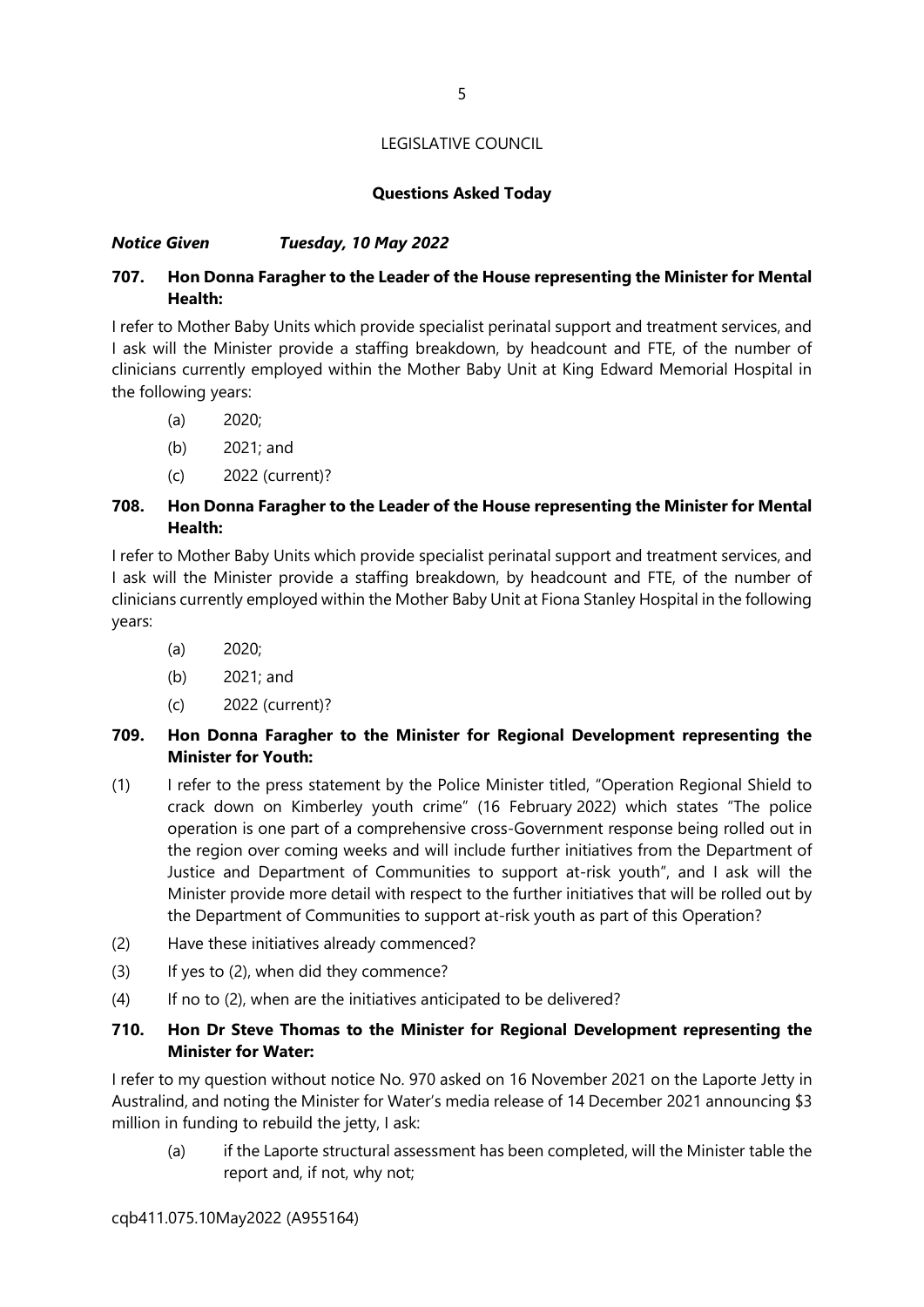LEGISLATIVE COUNCIL

**Questions Asked Today**

***Notice Given Tuesday, 10 May 2022***

**707. Hon Donna Faragher to the Leader of the House representing the Minister for Mental Health:**

I refer to Mother Baby Units which provide specialist perinatal support and treatment services, and I ask will the Minister provide a staffing breakdown, by headcount and FTE, of the number of clinicians currently employed within the Mother Baby Unit at King Edward Memorial Hospital in the following years:

(a) 2020;

(b) 2021; and

(c) 2022 (current)?

**708. Hon Donna Faragher to the Leader of the House representing the Minister for Mental Health:**

I refer to Mother Baby Units which provide specialist perinatal support and treatment services, and I ask will the Minister provide a staffing breakdown, by headcount and FTE, of the number of clinicians currently employed within the Mother Baby Unit at Fiona Stanley Hospital in the following years:

(a) 2020;

(b) 2021; and

(c) 2022 (current)?

**709. Hon Donna Faragher to the Minister for Regional Development representing the Minister for Youth:**

(1) I refer to the press statement by the Police Minister titled, "Operation Regional Shield to crack down on Kimberley youth crime" (16 February 2022) which states "The police operation is one part of a comprehensive cross-Government response being rolled out in the region over coming weeks and will include further initiatives from the Department of Justice and Department of Communities to support at-risk youth", and I ask will the Minister provide more detail with respect to the further initiatives that will be rolled out by the Department of Communities to support at-risk youth as part of this Operation?

(2) Have these initiatives already commenced?

(3) If yes to (2), when did they commence?

(4) If no to (2), when are the initiatives anticipated to be delivered?

**710. Hon Dr Steve Thomas to the Minister for Regional Development representing the Minister for Water:**

I refer to my question without notice No. 970 asked on 16 November 2021 on the Laporte Jetty in Australind, and noting the Minister for Water's media release of 14 December 2021 announcing $3 million in funding to rebuild the jetty, I ask:

(a) if the Laporte structural assessment has been completed, will the Minister table the report and, if not, why not;

cqb411.075.10May2022 (A955164)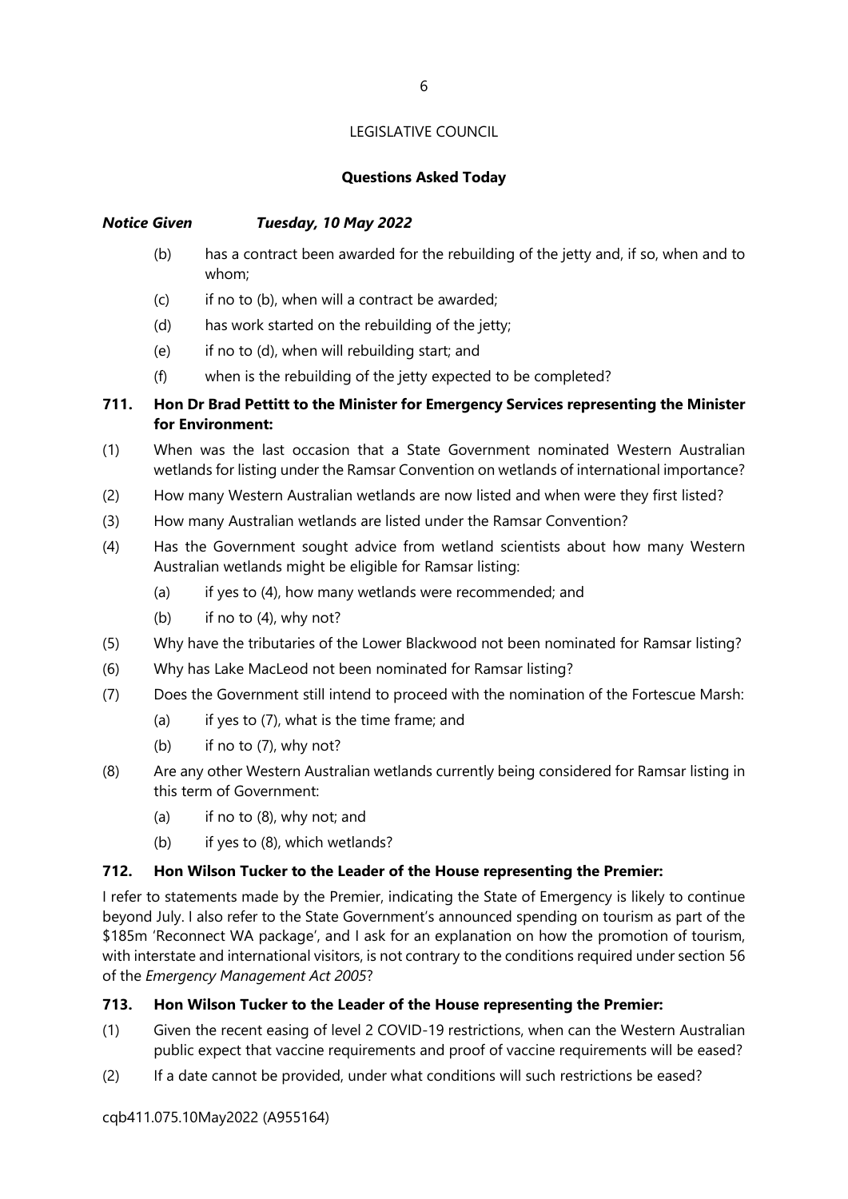LEGISLATIVE COUNCIL

**Questions Asked Today**

***Notice Given Tuesday, 10 May 2022***

(b) has a contract been awarded for the rebuilding of the jetty and, if so, when and to whom;

(c) if no to (b), when will a contract be awarded;

(d) has work started on the rebuilding of the jetty;

(e) if no to (d), when will rebuilding start; and

(f) when is the rebuilding of the jetty expected to be completed?

**711. Hon Dr Brad Pettitt to the Minister for Emergency Services representing the Minister for Environment:**

(1) When was the last occasion that a State Government nominated Western Australian wetlands for listing under the Ramsar Convention on wetlands of international importance?

(2) How many Western Australian wetlands are now listed and when were they first listed?

(3) How many Australian wetlands are listed under the Ramsar Convention?

(4) Has the Government sought advice from wetland scientists about how many Western Australian wetlands might be eligible for Ramsar listing:

(a) if yes to (4), how many wetlands were recommended; and

(b) if no to (4), why not?

(5) Why have the tributaries of the Lower Blackwood not been nominated for Ramsar listing?

(6) Why has Lake MacLeod not been nominated for Ramsar listing?

(7) Does the Government still intend to proceed with the nomination of the Fortescue Marsh:

(a) if yes to (7), what is the time frame; and

(b) if no to (7), why not?

(8) Are any other Western Australian wetlands currently being considered for Ramsar listing in this term of Government:

(a) if no to (8), why not; and

(b) if yes to (8), which wetlands?

**712. Hon Wilson Tucker to the Leader of the House representing the Premier:**

I refer to statements made by the Premier, indicating the State of Emergency is likely to continue beyond July. I also refer to the State Government's announced spending on tourism as part of the $185m 'Reconnect WA package', and I ask for an explanation on how the promotion of tourism, with interstate and international visitors, is not contrary to the conditions required under section 56 of the *Emergency Management Act 2005*?

**713. Hon Wilson Tucker to the Leader of the House representing the Premier:**

(1) Given the recent easing of level 2 COVID-19 restrictions, when can the Western Australian public expect that vaccine requirements and proof of vaccine requirements will be eased?

(2) If a date cannot be provided, under what conditions will such restrictions be eased?

cqb411.075.10May2022 (A955164)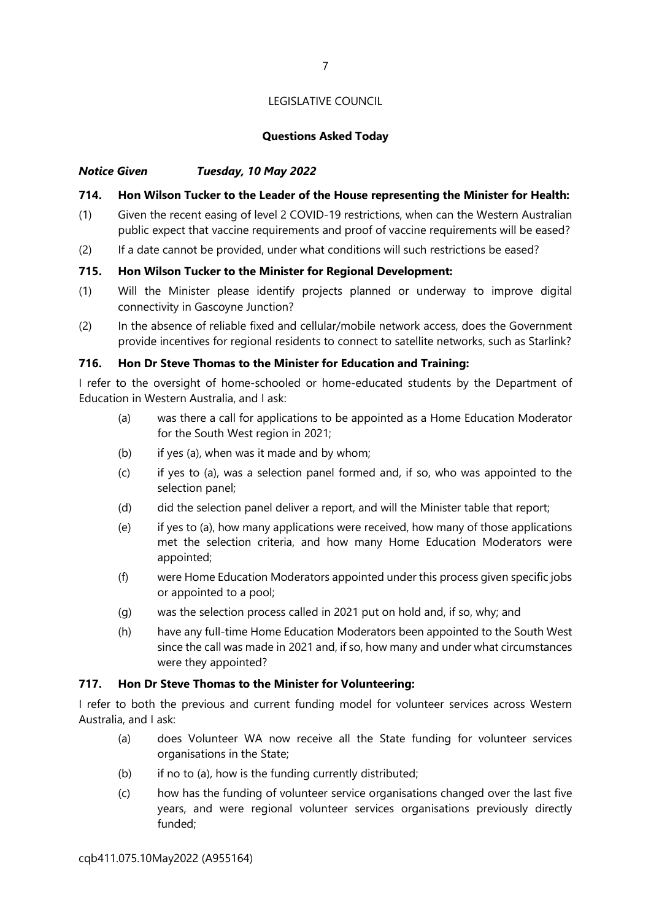LEGISLATIVE COUNCIL

**Questions Asked Today**

***Notice Given Tuesday, 10 May 2022***

**714. Hon Wilson Tucker to the Leader of the House representing the Minister for Health:**

(1) Given the recent easing of level 2 COVID-19 restrictions, when can the Western Australian public expect that vaccine requirements and proof of vaccine requirements will be eased?

(2) If a date cannot be provided, under what conditions will such restrictions be eased?

**715. Hon Wilson Tucker to the Minister for Regional Development:**

(1) Will the Minister please identify projects planned or underway to improve digital connectivity in Gascoyne Junction?

(2) In the absence of reliable fixed and cellular/mobile network access, does the Government provide incentives for regional residents to connect to satellite networks, such as Starlink?

**716. Hon Dr Steve Thomas to the Minister for Education and Training:**

I refer to the oversight of home-schooled or home-educated students by the Department of Education in Western Australia, and I ask:

(a) was there a call for applications to be appointed as a Home Education Moderator for the South West region in 2021;

(b) if yes (a), when was it made and by whom;

(c) if yes to (a), was a selection panel formed and, if so, who was appointed to the selection panel;

(d) did the selection panel deliver a report, and will the Minister table that report;

(e) if yes to (a), how many applications were received, how many of those applications met the selection criteria, and how many Home Education Moderators were appointed;

(f) were Home Education Moderators appointed under this process given specific jobs or appointed to a pool;

(g) was the selection process called in 2021 put on hold and, if so, why; and

(h) have any full-time Home Education Moderators been appointed to the South West since the call was made in 2021 and, if so, how many and under what circumstances were they appointed?

**717. Hon Dr Steve Thomas to the Minister for Volunteering:**

I refer to both the previous and current funding model for volunteer services across Western Australia, and I ask:

(a) does Volunteer WA now receive all the State funding for volunteer services organisations in the State;

(b) if no to (a), how is the funding currently distributed;

(c) how has the funding of volunteer service organisations changed over the last five years, and were regional volunteer services organisations previously directly funded;

cqb411.075.10May2022 (A955164)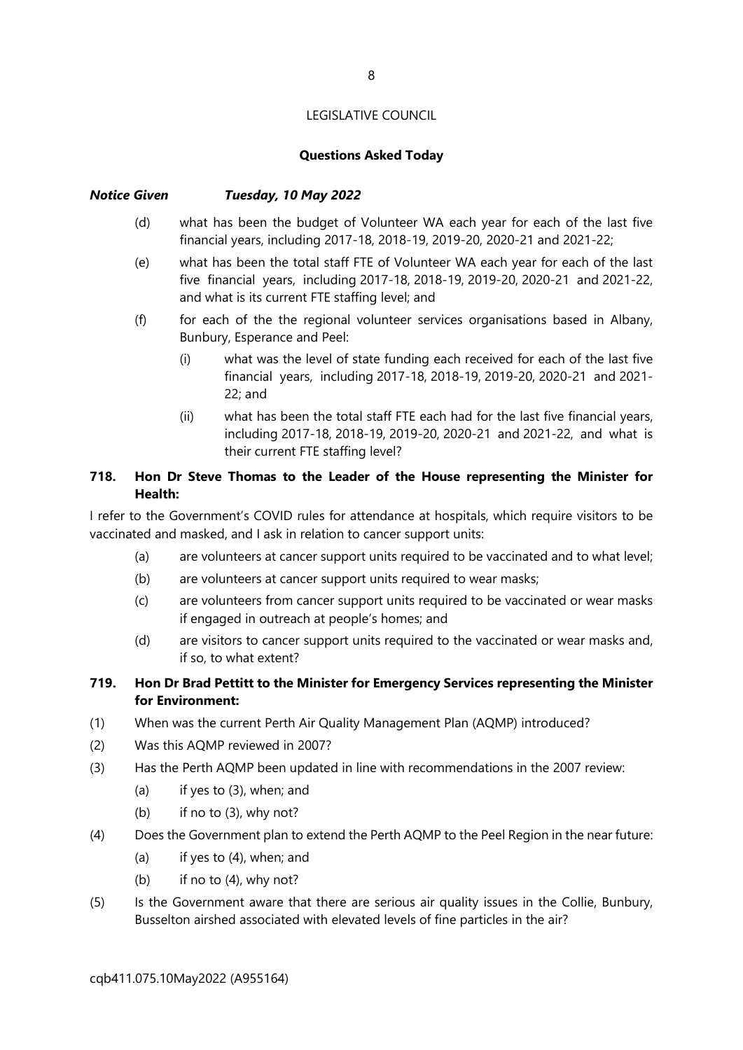LEGISLATIVE COUNCIL

**Questions Asked Today**

***Notice Given Tuesday, 10 May 2022***

(d) what has been the budget of Volunteer WA each year for each of the last five financial years, including 2017-18, 2018-19, 2019-20, 2020-21 and 2021-22;

(e) what has been the total staff FTE of Volunteer WA each year for each of the last five financial years, including 2017-18, 2018-19, 2019-20, 2020-21 and 2021-22, and what is its current FTE staffing level; and

(f) for each of the the regional volunteer services organisations based in Albany, Bunbury, Esperance and Peel:

(i) what was the level of state funding each received for each of the last five financial years, including 2017-18, 2018-19, 2019-20, 2020-21 and 2021-22; and

(ii) what has been the total staff FTE each had for the last five financial years, including 2017-18, 2018-19, 2019-20, 2020-21 and 2021-22, and what is their current FTE staffing level?

**718. Hon Dr Steve Thomas to the Leader of the House representing the Minister for Health:**

I refer to the Government's COVID rules for attendance at hospitals, which require visitors to be vaccinated and masked, and I ask in relation to cancer support units:

(a) are volunteers at cancer support units required to be vaccinated and to what level;

(b) are volunteers at cancer support units required to wear masks;

(c) are volunteers from cancer support units required to be vaccinated or wear masks if engaged in outreach at people's homes; and

(d) are visitors to cancer support units required to the vaccinated or wear masks and, if so, to what extent?

**719. Hon Dr Brad Pettitt to the Minister for Emergency Services representing the Minister for Environment:**

(1) When was the current Perth Air Quality Management Plan (AQMP) introduced?

(2) Was this AQMP reviewed in 2007?

(3) Has the Perth AQMP been updated in line with recommendations in the 2007 review:

(a) if yes to (3), when; and

(b) if no to (3), why not?

(4) Does the Government plan to extend the Perth AQMP to the Peel Region in the near future:

(a) if yes to (4), when; and

(b) if no to (4), why not?

(5) Is the Government aware that there are serious air quality issues in the Collie, Bunbury, Busselton airshed associated with elevated levels of fine particles in the air?

cqb411.075.10May2022 (A955164)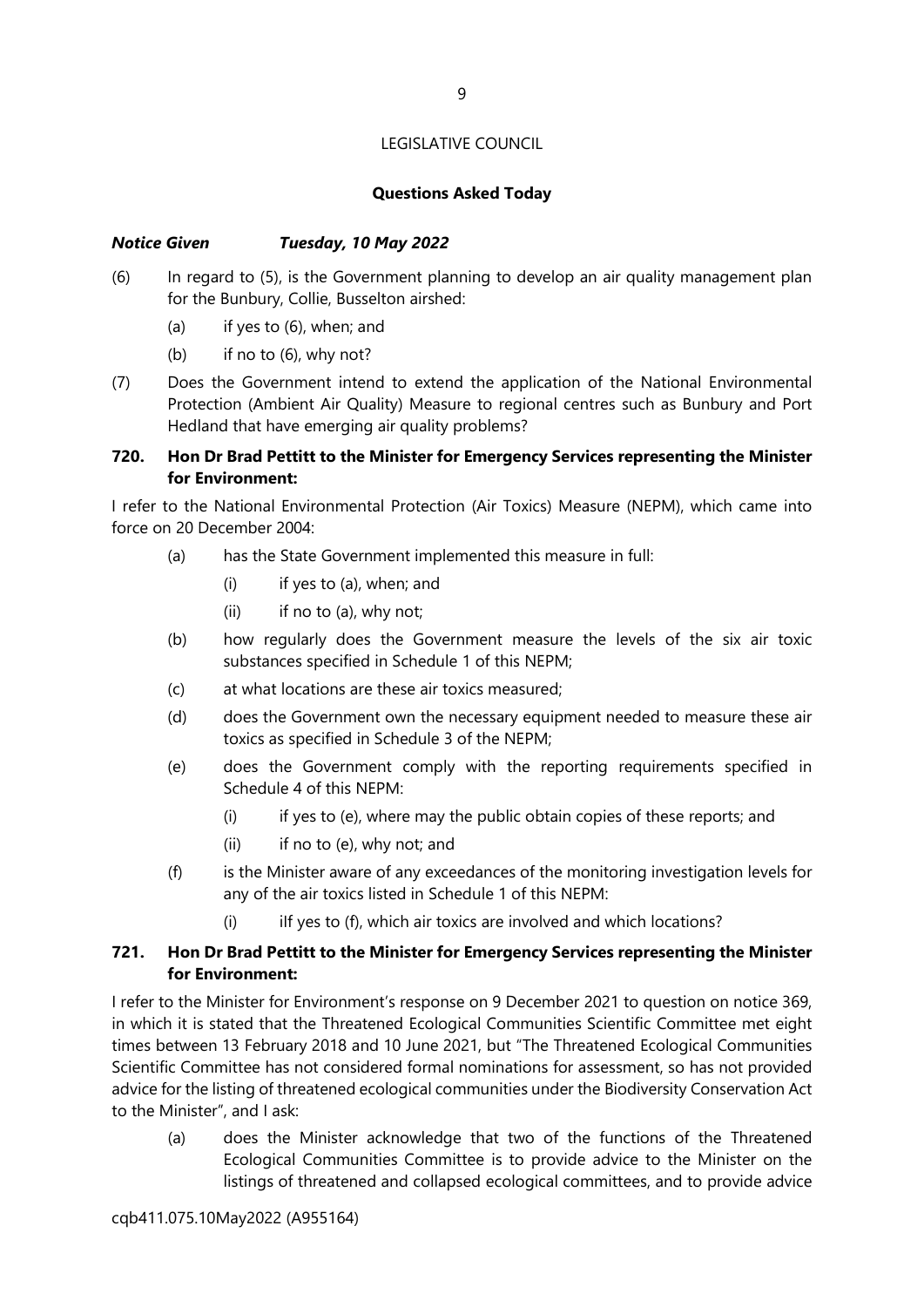LEGISLATIVE COUNCIL

**Questions Asked Today**

***Notice Given Tuesday, 10 May 2022***

(6) In regard to (5), is the Government planning to develop an air quality management plan for the Bunbury, Collie, Busselton airshed:

(a) if yes to (6), when; and

(b) if no to (6), why not?

(7) Does the Government intend to extend the application of the National Environmental Protection (Ambient Air Quality) Measure to regional centres such as Bunbury and Port Hedland that have emerging air quality problems?

**720. Hon Dr Brad Pettitt to the Minister for Emergency Services representing the Minister for Environment:**

I refer to the National Environmental Protection (Air Toxics) Measure (NEPM), which came into force on 20 December 2004:

(a) has the State Government implemented this measure in full:

(i) if yes to (a), when; and

(ii) if no to (a), why not;

(b) how regularly does the Government measure the levels of the six air toxic substances specified in Schedule 1 of this NEPM;

(c) at what locations are these air toxics measured;

(d) does the Government own the necessary equipment needed to measure these air toxics as specified in Schedule 3 of the NEPM;

(e) does the Government comply with the reporting requirements specified in Schedule 4 of this NEPM:

(i) if yes to (e), where may the public obtain copies of these reports; and

(ii) if no to (e), why not; and

(f) is the Minister aware of any exceedances of the monitoring investigation levels for any of the air toxics listed in Schedule 1 of this NEPM:

(i) iIf yes to (f), which air toxics are involved and which locations?

**721. Hon Dr Brad Pettitt to the Minister for Emergency Services representing the Minister for Environment:**

I refer to the Minister for Environment's response on 9 December 2021 to question on notice 369, in which it is stated that the Threatened Ecological Communities Scientific Committee met eight times between 13 February 2018 and 10 June 2021, but "The Threatened Ecological Communities Scientific Committee has not considered formal nominations for assessment, so has not provided advice for the listing of threatened ecological communities under the Biodiversity Conservation Act to the Minister", and I ask:

(a) does the Minister acknowledge that two of the functions of the Threatened Ecological Communities Committee is to provide advice to the Minister on the listings of threatened and collapsed ecological committees, and to provide advice

cqb411.075.10May2022 (A955164)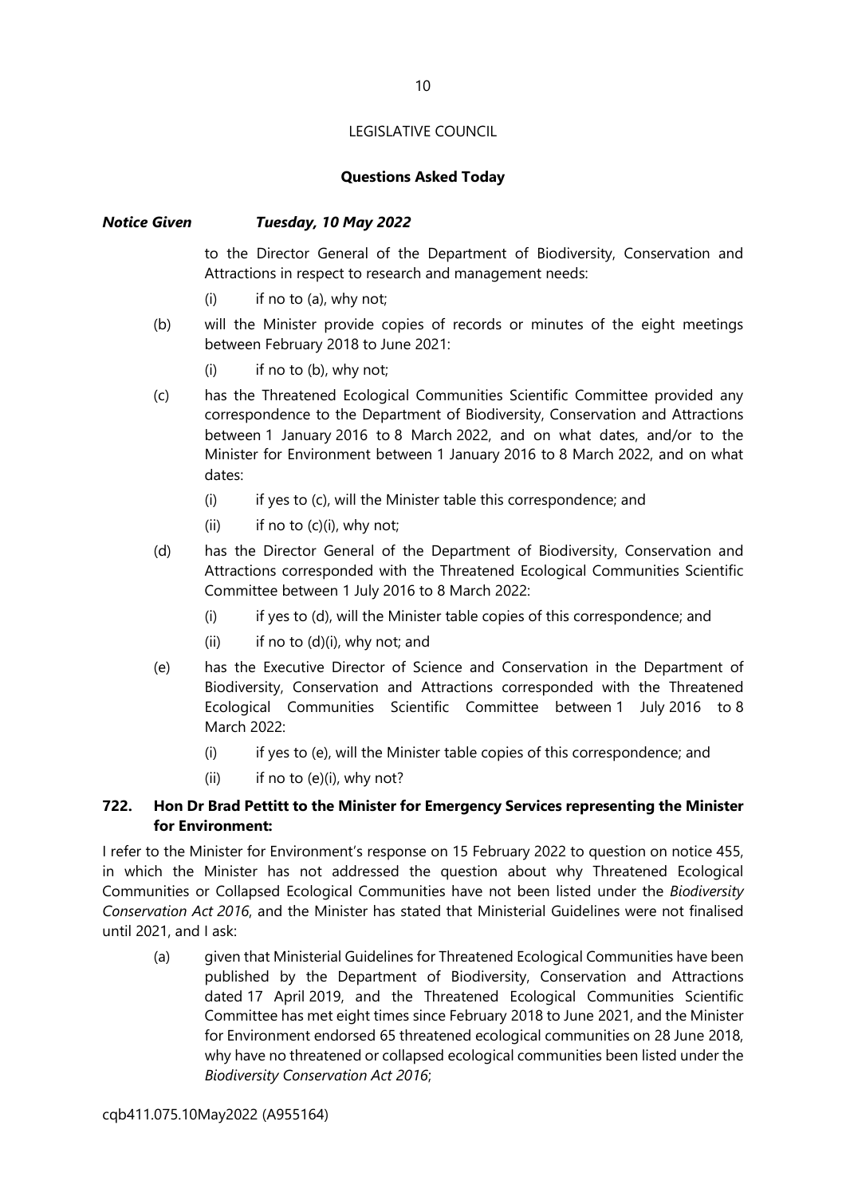LEGISLATIVE COUNCIL

**Questions Asked Today**

***Notice Given Tuesday, 10 May 2022***

to the Director General of the Department of Biodiversity, Conservation and Attractions in respect to research and management needs:

(i) if no to (a), why not;

(b) will the Minister provide copies of records or minutes of the eight meetings between February 2018 to June 2021:

(i) if no to (b), why not;

(c) has the Threatened Ecological Communities Scientific Committee provided any correspondence to the Department of Biodiversity, Conservation and Attractions between 1 January 2016 to 8 March 2022, and on what dates, and/or to the Minister for Environment between 1 January 2016 to 8 March 2022, and on what dates:

(i) if yes to (c), will the Minister table this correspondence; and

(ii) if no to (c)(i), why not;

(d) has the Director General of the Department of Biodiversity, Conservation and Attractions corresponded with the Threatened Ecological Communities Scientific Committee between 1 July 2016 to 8 March 2022:

(i) if yes to (d), will the Minister table copies of this correspondence; and

(ii) if no to (d)(i), why not; and

(e) has the Executive Director of Science and Conservation in the Department of Biodiversity, Conservation and Attractions corresponded with the Threatened Ecological Communities Scientific Committee between 1 July 2016 to 8 March 2022:

(i) if yes to (e), will the Minister table copies of this correspondence; and

(ii) if no to (e)(i), why not?

**722. Hon Dr Brad Pettitt to the Minister for Emergency Services representing the Minister for Environment:**

I refer to the Minister for Environment's response on 15 February 2022 to question on notice 455, in which the Minister has not addressed the question about why Threatened Ecological Communities or Collapsed Ecological Communities have not been listed under the *Biodiversity Conservation Act 2016*, and the Minister has stated that Ministerial Guidelines were not finalised until 2021, and I ask:

(a) given that Ministerial Guidelines for Threatened Ecological Communities have been published by the Department of Biodiversity, Conservation and Attractions dated 17 April 2019, and the Threatened Ecological Communities Scientific Committee has met eight times since February 2018 to June 2021, and the Minister for Environment endorsed 65 threatened ecological communities on 28 June 2018, why have no threatened or collapsed ecological communities been listed under the *Biodiversity Conservation Act 2016*;

cqb411.075.10May2022 (A955164)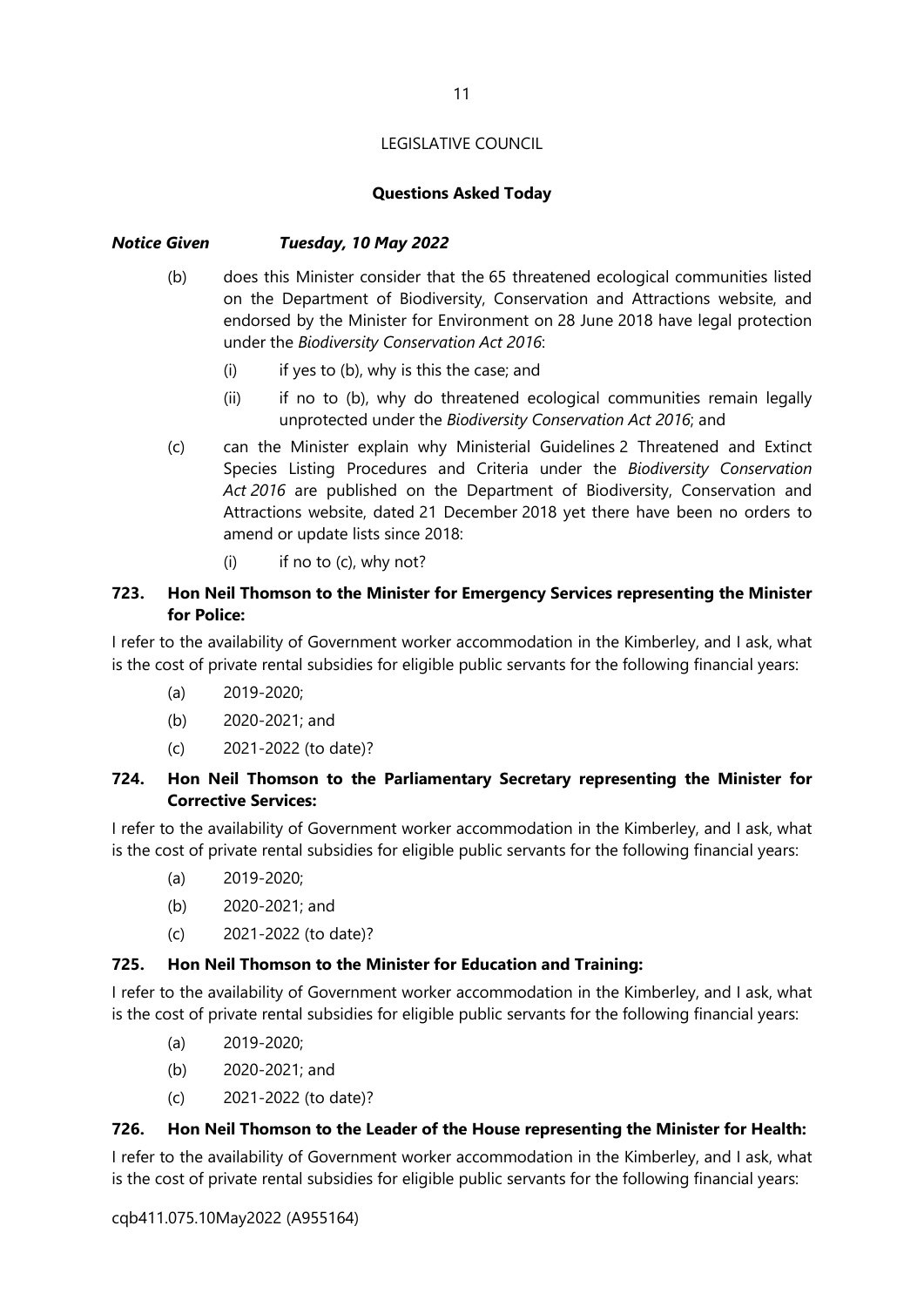LEGISLATIVE COUNCIL

**Questions Asked Today**

***Notice Given Tuesday, 10 May 2022***

(b) does this Minister consider that the 65 threatened ecological communities listed on the Department of Biodiversity, Conservation and Attractions website, and endorsed by the Minister for Environment on 28 June 2018 have legal protection under the *Biodiversity Conservation Act 2016*:

(i) if yes to (b), why is this the case; and

(ii) if no to (b), why do threatened ecological communities remain legally unprotected under the *Biodiversity Conservation Act 2016*; and

(c) can the Minister explain why Ministerial Guidelines 2 Threatened and Extinct Species Listing Procedures and Criteria under the *Biodiversity Conservation Act 2016* are published on the Department of Biodiversity, Conservation and Attractions website, dated 21 December 2018 yet there have been no orders to amend or update lists since 2018:

(i) if no to (c), why not?

**723. Hon Neil Thomson to the Minister for Emergency Services representing the Minister for Police:**

I refer to the availability of Government worker accommodation in the Kimberley, and I ask, what is the cost of private rental subsidies for eligible public servants for the following financial years:

(a) 2019-2020;

(b) 2020-2021; and

(c) 2021-2022 (to date)?

**724. Hon Neil Thomson to the Parliamentary Secretary representing the Minister for Corrective Services:**

I refer to the availability of Government worker accommodation in the Kimberley, and I ask, what is the cost of private rental subsidies for eligible public servants for the following financial years:

(a) 2019-2020;

(b) 2020-2021; and

(c) 2021-2022 (to date)?

**725. Hon Neil Thomson to the Minister for Education and Training:**

I refer to the availability of Government worker accommodation in the Kimberley, and I ask, what is the cost of private rental subsidies for eligible public servants for the following financial years:

(a) 2019-2020;

(b) 2020-2021; and

(c) 2021-2022 (to date)?

**726. Hon Neil Thomson to the Leader of the House representing the Minister for Health:**

I refer to the availability of Government worker accommodation in the Kimberley, and I ask, what is the cost of private rental subsidies for eligible public servants for the following financial years:

cqb411.075.10May2022 (A955164)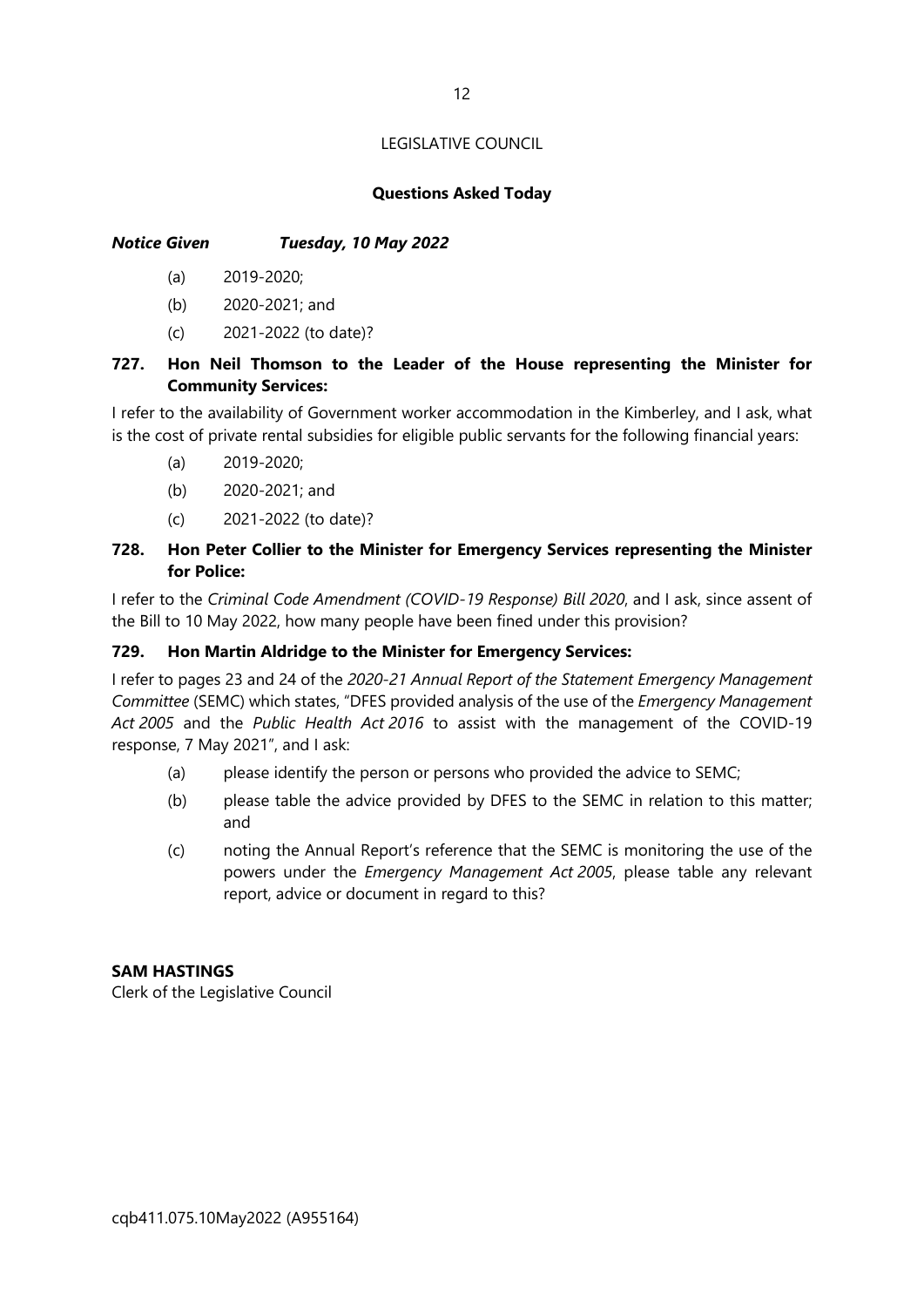LEGISLATIVE COUNCIL

**Questions Asked Today**

***Notice Given Tuesday, 10 May 2022***

(a) 2019-2020;

(b) 2020-2021; and

(c) 2021-2022 (to date)?

**727. Hon Neil Thomson to the Leader of the House representing the Minister for Community Services:**

I refer to the availability of Government worker accommodation in the Kimberley, and I ask, what is the cost of private rental subsidies for eligible public servants for the following financial years:

(a) 2019-2020;

(b) 2020-2021; and

(c) 2021-2022 (to date)?

**728. Hon Peter Collier to the Minister for Emergency Services representing the Minister for Police:**

I refer to the *Criminal Code Amendment (COVID-19 Response) Bill 2020*, and I ask, since assent of the Bill to 10 May 2022, how many people have been fined under this provision?

**729. Hon Martin Aldridge to the Minister for Emergency Services:**

I refer to pages 23 and 24 of the *2020-21 Annual Report of the Statement Emergency Management Committee* (SEMC) which states, "DFES provided analysis of the use of the *Emergency Management Act 2005* and the *Public Health Act 2016* to assist with the management of the COVID-19 response, 7 May 2021", and I ask:

(a) please identify the person or persons who provided the advice to SEMC;

(b) please table the advice provided by DFES to the SEMC in relation to this matter; and

(c) noting the Annual Report's reference that the SEMC is monitoring the use of the powers under the *Emergency Management Act 2005*, please table any relevant report, advice or document in regard to this?

**SAM HASTINGS**
Clerk of the Legislative Council

cqb411.075.10May2022 (A955164)